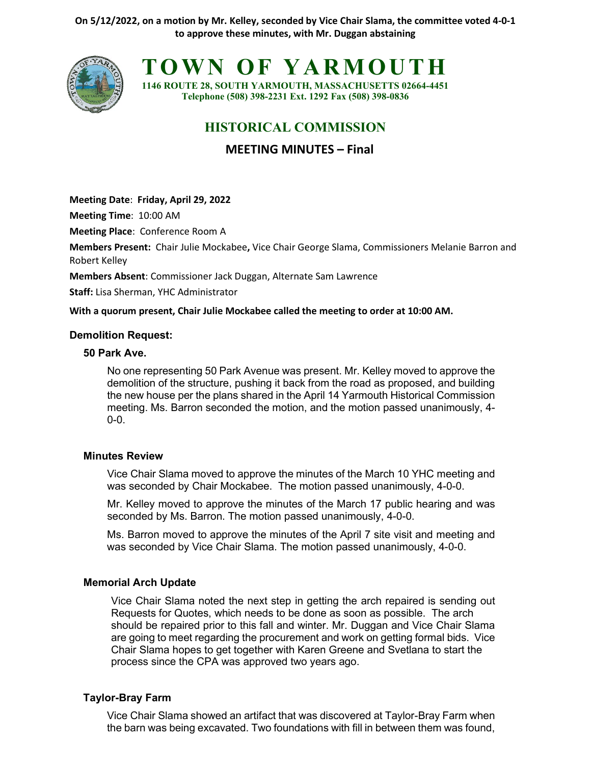**On 5/12/2022, on a motion by Mr. Kelley, seconded by Vice Chair Slama, the committee voted 4-0-1 to approve these minutes, with Mr. Duggan abstaining**

# TOWN OF YARMOUTH

**1146 ROUTE 28, SOUTH YARMOUTH, MASSACHUSETTS 02664-4451**
**Telephone (508) 398-2231 Ext. 1292 Fax (508) 398-0836**

## HISTORICAL COMMISSION

## MEETING MINUTES – Final

**Meeting Date**: **Friday, April 29, 2022**

**Meeting Time**: 10:00 AM

**Meeting Place**: Conference Room A

**Members Present:** Chair Julie Mockabee**,** Vice Chair George Slama, Commissioners Melanie Barron and Robert Kelley

**Members Absent**: Commissioner Jack Duggan, Alternate Sam Lawrence

**Staff:** Lisa Sherman, YHC Administrator

**With a quorum present, Chair Julie Mockabee called the meeting to order at 10:00 AM.**

### Demolition Request:

#### 50 Park Ave.

No one representing 50 Park Avenue was present. Mr. Kelley moved to approve the demolition of the structure, pushing it back from the road as proposed, and building the new house per the plans shared in the April 14 Yarmouth Historical Commission meeting. Ms. Barron seconded the motion, and the motion passed unanimously, 4-0-0.

#### Minutes Review

Vice Chair Slama moved to approve the minutes of the March 10 YHC meeting and was seconded by Chair Mockabee. The motion passed unanimously, 4-0-0.

Mr. Kelley moved to approve the minutes of the March 17 public hearing and was seconded by Ms. Barron. The motion passed unanimously, 4-0-0.

Ms. Barron moved to approve the minutes of the April 7 site visit and meeting and was seconded by Vice Chair Slama. The motion passed unanimously, 4-0-0.

#### Memorial Arch Update

Vice Chair Slama noted the next step in getting the arch repaired is sending out Requests for Quotes, which needs to be done as soon as possible. The arch should be repaired prior to this fall and winter. Mr. Duggan and Vice Chair Slama are going to meet regarding the procurement and work on getting formal bids. Vice Chair Slama hopes to get together with Karen Greene and Svetlana to start the process since the CPA was approved two years ago.

#### Taylor-Bray Farm

Vice Chair Slama showed an artifact that was discovered at Taylor-Bray Farm when the barn was being excavated. Two foundations with fill in between them was found,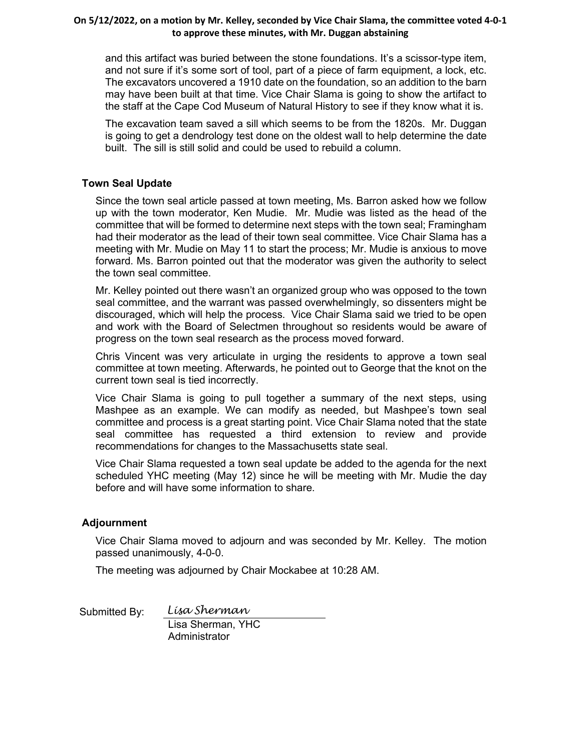**On 5/12/2022, on a motion by Mr. Kelley, seconded by Vice Chair Slama, the committee voted 4-0-1 to approve these minutes, with Mr. Duggan abstaining**

and this artifact was buried between the stone foundations. It's a scissor-type item, and not sure if it's some sort of tool, part of a piece of farm equipment, a lock, etc. The excavators uncovered a 1910 date on the foundation, so an addition to the barn may have been built at that time. Vice Chair Slama is going to show the artifact to the staff at the Cape Cod Museum of Natural History to see if they know what it is.

The excavation team saved a sill which seems to be from the 1820s. Mr. Duggan is going to get a dendrology test done on the oldest wall to help determine the date built. The sill is still solid and could be used to rebuild a column.

## Town Seal Update

Since the town seal article passed at town meeting, Ms. Barron asked how we follow up with the town moderator, Ken Mudie. Mr. Mudie was listed as the head of the committee that will be formed to determine next steps with the town seal; Framingham had their moderator as the lead of their town seal committee. Vice Chair Slama has a meeting with Mr. Mudie on May 11 to start the process; Mr. Mudie is anxious to move forward. Ms. Barron pointed out that the moderator was given the authority to select the town seal committee.

Mr. Kelley pointed out there wasn't an organized group who was opposed to the town seal committee, and the warrant was passed overwhelmingly, so dissenters might be discouraged, which will help the process. Vice Chair Slama said we tried to be open and work with the Board of Selectmen throughout so residents would be aware of progress on the town seal research as the process moved forward.

Chris Vincent was very articulate in urging the residents to approve a town seal committee at town meeting. Afterwards, he pointed out to George that the knot on the current town seal is tied incorrectly.

Vice Chair Slama is going to pull together a summary of the next steps, using Mashpee as an example. We can modify as needed, but Mashpee's town seal committee and process is a great starting point. Vice Chair Slama noted that the state seal committee has requested a third extension to review and provide recommendations for changes to the Massachusetts state seal.

Vice Chair Slama requested a town seal update be added to the agenda for the next scheduled YHC meeting (May 12) since he will be meeting with Mr. Mudie the day before and will have some information to share.

## Adjournment

Vice Chair Slama moved to adjourn and was seconded by Mr. Kelley. The motion passed unanimously, 4-0-0.

The meeting was adjourned by Chair Mockabee at 10:28 AM.

Submitted By: *Lisa Sherman*

Lisa Sherman, YHC Administrator